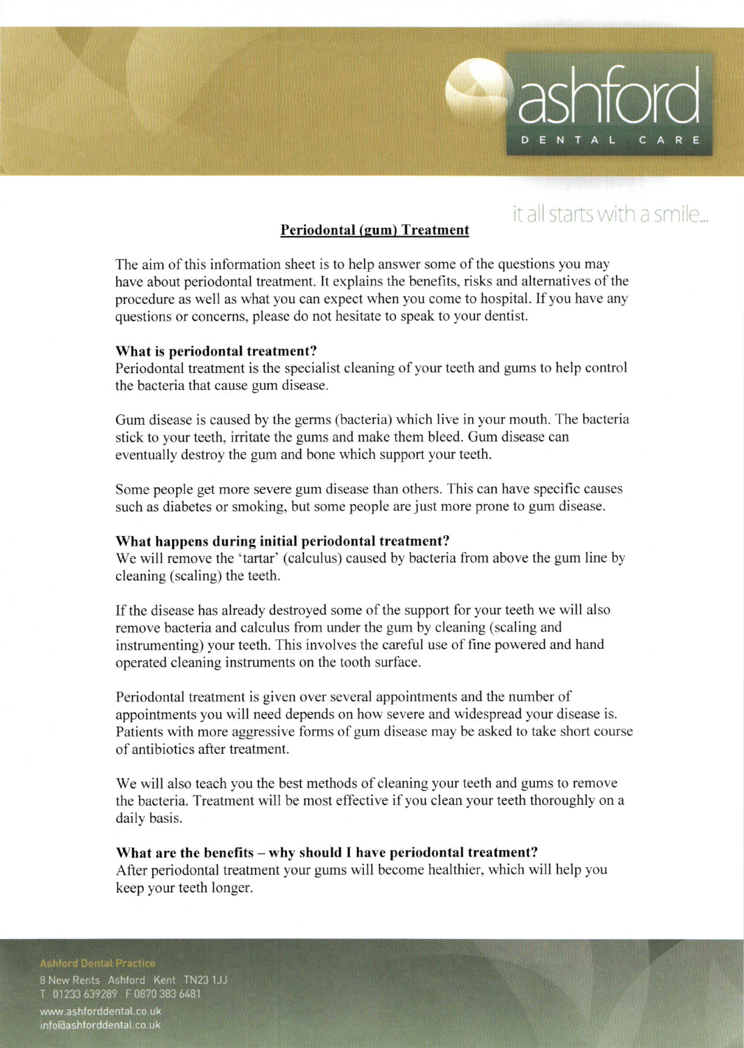it all starts with a smile...

## Periodontal (gum) Treatment

The aim of this information sheet is to help answer some of the questions you may have about periodontal treatment. It explains the benefits, risks and alternatives of the procedure as well as what you can expect when you come to hospital. If you have any questions or concerns, please do not hesitate to speak to your dentist.

**What is periodontal treatment?**
Periodontal treatment is the specialist cleaning of your teeth and gums to help control the bacteria that cause gum disease.

Gum disease is caused by the germs (bacteria) which live in your mouth. The bacteria stick to your teeth, irritate the gums and make them bleed. Gum disease can eventually destroy the gum and bone which support your teeth.

Some people get more severe gum disease than others. This can have specific causes such as diabetes or smoking, but some people are just more prone to gum disease.

**What happens during initial periodontal treatment?**
We will remove the 'tartar' (calculus) caused by bacteria from above the gum line by cleaning (scaling) the teeth.

If the disease has already destroyed some of the support for your teeth we will also remove bacteria and calculus from under the gum by cleaning (scaling and instrumenting) your teeth. This involves the careful use of fine powered and hand operated cleaning instruments on the tooth surface.

Periodontal treatment is given over several appointments and the number of appointments you will need depends on how severe and widespread your disease is. Patients with more aggressive forms of gum disease may be asked to take short course of antibiotics after treatment.

We will also teach you the best methods of cleaning your teeth and gums to remove the bacteria. Treatment will be most effective if you clean your teeth thoroughly on a daily basis.

**What are the benefits – why should I have periodontal treatment?**
After periodontal treatment your gums will become healthier, which will help you keep your teeth longer.

Ashford Dental Practice
8 New Rents Ashford Kent TN23 1JJ
T 01233 639289 F 0870 383 6481
www.ashforddental.co.uk
info@ashforddental.co.uk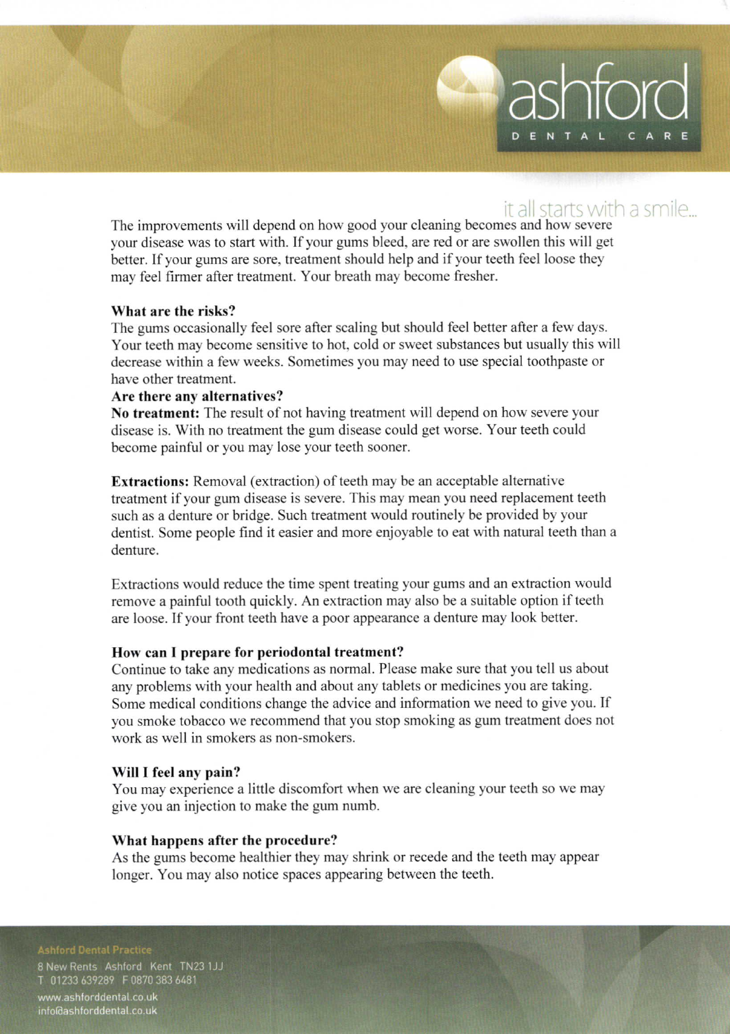The improvements will depend on how good your cleaning becomes and how severe your disease was to start with. If your gums bleed, are red or are swollen this will get better. If your gums are sore, treatment should help and if your teeth feel loose they may feel firmer after treatment. Your breath may become fresher.

### What are the risks?

The gums occasionally feel sore after scaling but should feel better after a few days. Your teeth may become sensitive to hot, cold or sweet substances but usually this will decrease within a few weeks. Sometimes you may need to use special toothpaste or have other treatment.

### Are there any alternatives?

**No treatment:** The result of not having treatment will depend on how severe your disease is. With no treatment the gum disease could get worse. Your teeth could become painful or you may lose your teeth sooner.

**Extractions:** Removal (extraction) of teeth may be an acceptable alternative treatment if your gum disease is severe. This may mean you need replacement teeth such as a denture or bridge. Such treatment would routinely be provided by your dentist. Some people find it easier and more enjoyable to eat with natural teeth than a denture.

Extractions would reduce the time spent treating your gums and an extraction would remove a painful tooth quickly. An extraction may also be a suitable option if teeth are loose. If your front teeth have a poor appearance a denture may look better.

### How can I prepare for periodontal treatment?

Continue to take any medications as normal. Please make sure that you tell us about any problems with your health and about any tablets or medicines you are taking. Some medical conditions change the advice and information we need to give you. If you smoke tobacco we recommend that you stop smoking as gum treatment does not work as well in smokers as non-smokers.

### Will I feel any pain?

You may experience a little discomfort when we are cleaning your teeth so we may give you an injection to make the gum numb.

### What happens after the procedure?

As the gums become healthier they may shrink or recede and the teeth may appear longer. You may also notice spaces appearing between the teeth.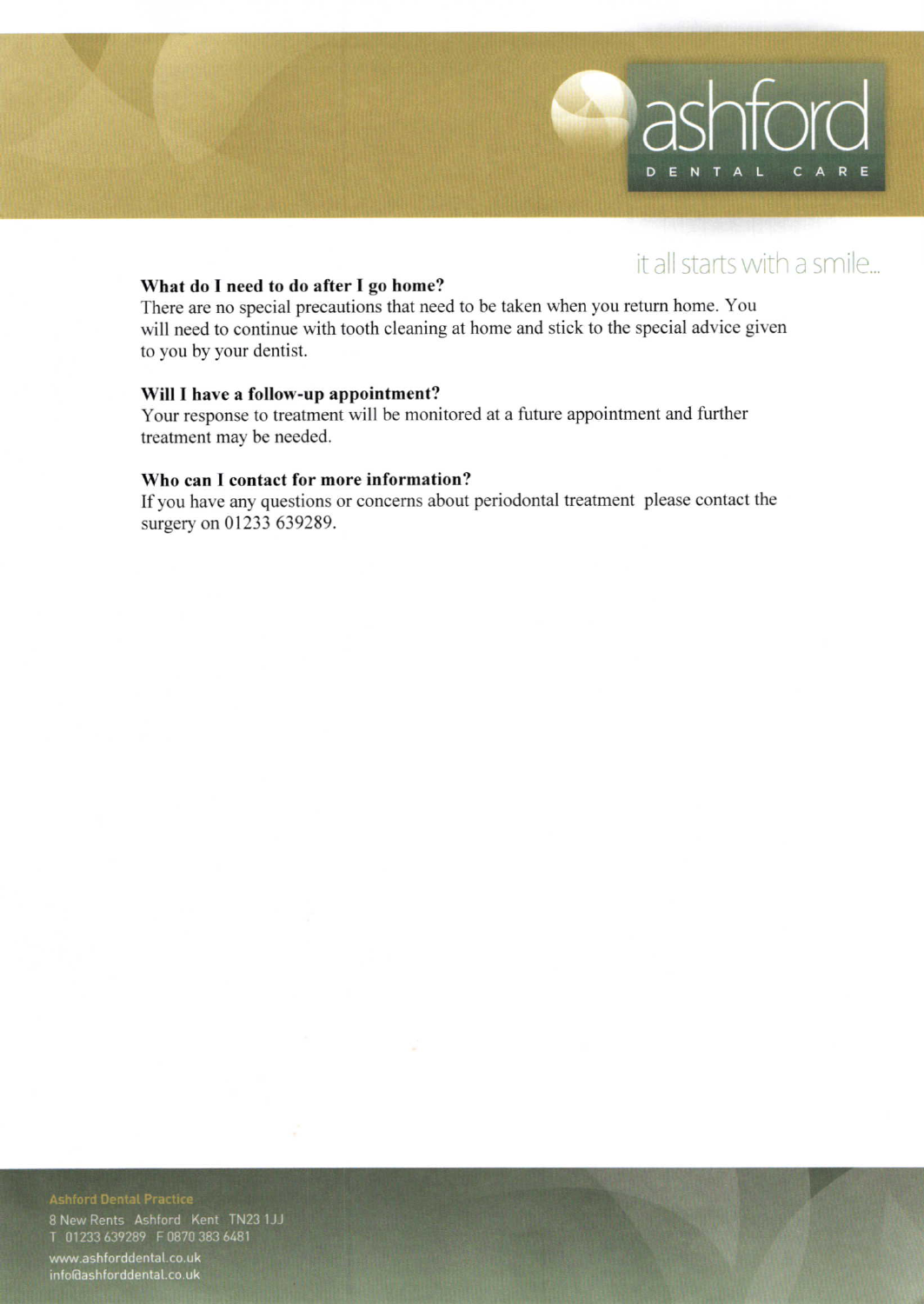### What do I need to do after I go home?

There are no special precautions that need to be taken when you return home. You will need to continue with tooth cleaning at home and stick to the special advice given to you by your dentist.

### Will I have a follow-up appointment?

Your response to treatment will be monitored at a future appointment and further treatment may be needed.

### Who can I contact for more information?

If you have any questions or concerns about periodontal treatment please contact the surgery on 01233 639289.